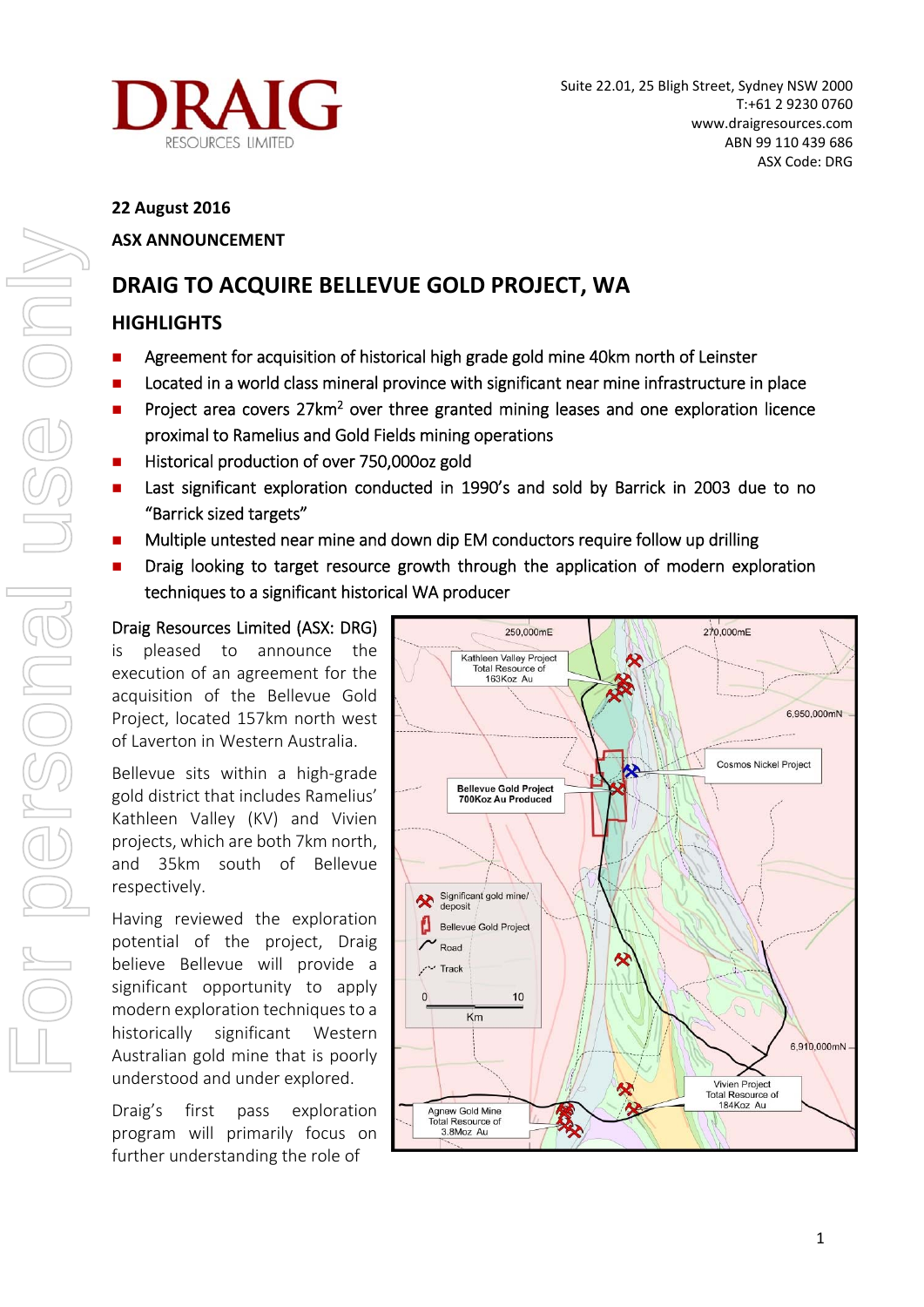DRAIG RESOURCES LIMITED

Suite 22.01, 25 Bligh Street, Sydney NSW 2000
T:+61 2 9230 0760
www.draigresources.com
ABN 99 110 439 686
ASX Code: DRG

**22 August 2016**

**ASX ANNOUNCEMENT**

# DRAIG TO ACQUIRE BELLEVUE GOLD PROJECT, WA

## HIGHLIGHTS

- Agreement for acquisition of historical high grade gold mine 40km north of Leinster
- Located in a world class mineral province with significant near mine infrastructure in place
- Project area covers 27km$^2$ over three granted mining leases and one exploration licence proximal to Ramelius and Gold Fields mining operations
- Historical production of over 750,000oz gold
- Last significant exploration conducted in 1990's and sold by Barrick in 2003 due to no "Barrick sized targets"
- Multiple untested near mine and down dip EM conductors require follow up drilling
- Draig looking to target resource growth through the application of modern exploration techniques to a significant historical WA producer

Draig Resources Limited (ASX: DRG) is pleased to announce the execution of an agreement for the acquisition of the Bellevue Gold Project, located 157km north west of Laverton in Western Australia.

Bellevue sits within a high-grade gold district that includes Ramelius' Kathleen Valley (KV) and Vivien projects, which are both 7km north, and 35km south of Bellevue respectively.

Having reviewed the exploration potential of the project, Draig believe Bellevue will provide a significant opportunity to apply modern exploration techniques to a historically significant Western Australian gold mine that is poorly understood and under explored.

Draig's first pass exploration program will primarily focus on further understanding the role of

250,000mE
270,000mE
6,950,000mN
6,910,000mN
Kathleen Valley Project Total Resource of 163Koz Au
Cosmos Nickel Project
**Bellevue Gold Project 700Koz Au Produced**
Significant gold mine/ deposit
Bellevue Gold Project
Road
Track
0 10 Km
Vivien Project Total Resource of 184Koz Au
Agnew Gold Mine Total Resource of 3.8Moz Au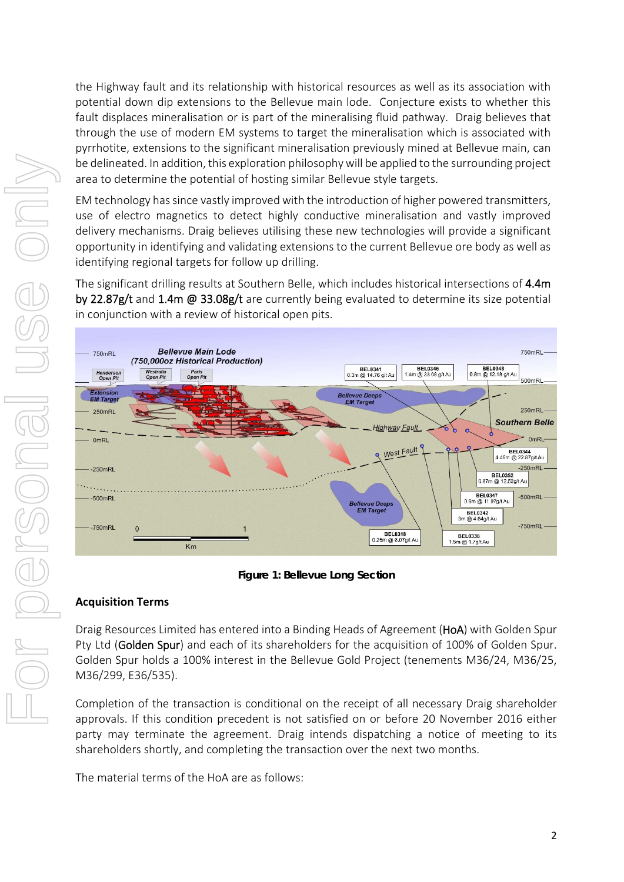the Highway fault and its relationship with historical resources as well as its association with potential down dip extensions to the Bellevue main lode. Conjecture exists to whether this fault displaces mineralisation or is part of the mineralising fluid pathway. Draig believes that through the use of modern EM systems to target the mineralisation which is associated with pyrrhotite, extensions to the significant mineralisation previously mined at Bellevue main, can be delineated. In addition, this exploration philosophy will be applied to the surrounding project area to determine the potential of hosting similar Bellevue style targets.

EM technology has since vastly improved with the introduction of higher powered transmitters, use of electro magnetics to detect highly conductive mineralisation and vastly improved delivery mechanisms. Draig believes utilising these new technologies will provide a significant opportunity in identifying and validating extensions to the current Bellevue ore body as well as identifying regional targets for follow up drilling.

The significant drilling results at Southern Belle, which includes historical intersections of 4.4m by 22.87g/t and 1.4m @ 33.08g/t are currently being evaluated to determine its size potential in conjunction with a review of historical open pits.

**Figure 1: Bellevue Long Section**

## Acquisition Terms

Draig Resources Limited has entered into a Binding Heads of Agreement (**HoA**) with Golden Spur Pty Ltd (**Golden Spur**) and each of its shareholders for the acquisition of 100% of Golden Spur. Golden Spur holds a 100% interest in the Bellevue Gold Project (tenements M36/24, M36/25, M36/299, E36/535).

Completion of the transaction is conditional on the receipt of all necessary Draig shareholder approvals. If this condition precedent is not satisfied on or before 20 November 2016 either party may terminate the agreement. Draig intends dispatching a notice of meeting to its shareholders shortly, and completing the transaction over the next two months.

The material terms of the HoA are as follows: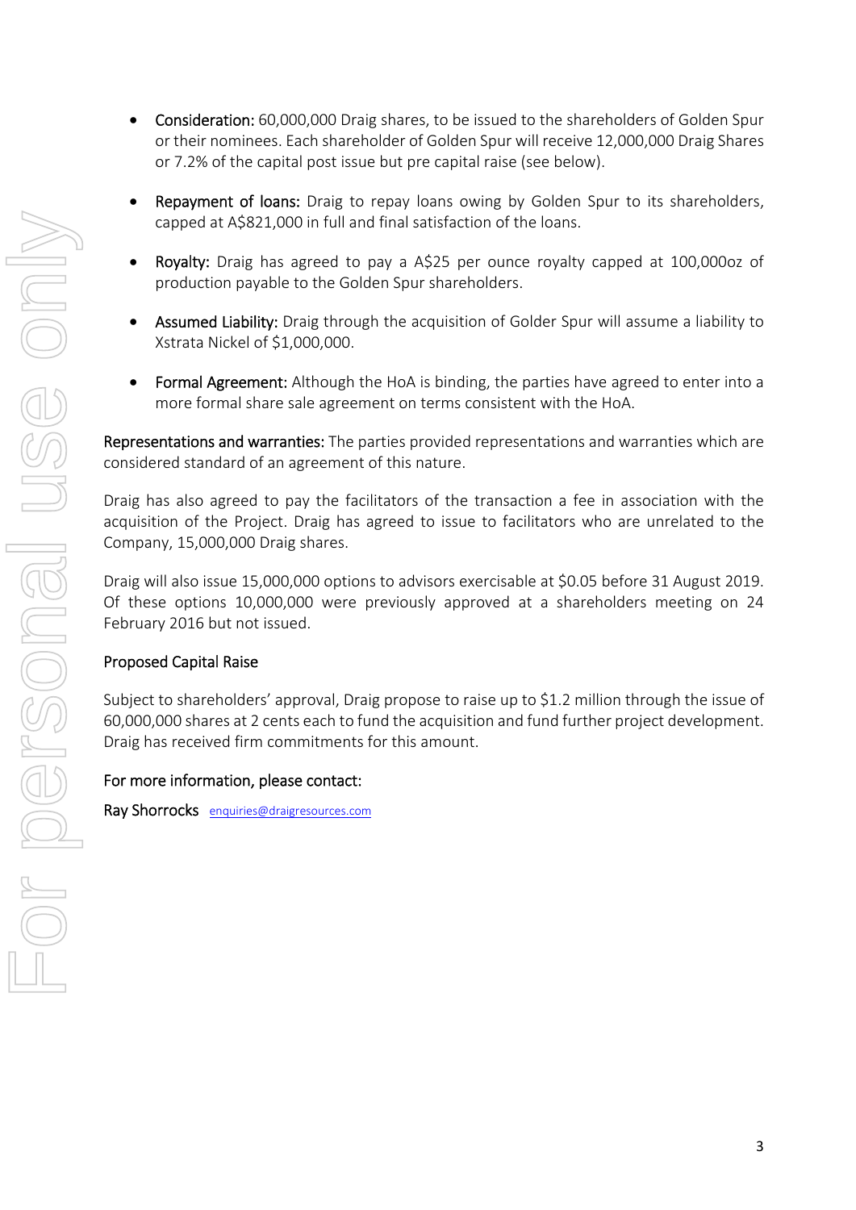- **Consideration:** 60,000,000 Draig shares, to be issued to the shareholders of Golden Spur or their nominees. Each shareholder of Golden Spur will receive 12,000,000 Draig Shares or 7.2% of the capital post issue but pre capital raise (see below).

- **Repayment of loans:** Draig to repay loans owing by Golden Spur to its shareholders, capped at A$821,000 in full and final satisfaction of the loans.

- **Royalty:** Draig has agreed to pay a A$25 per ounce royalty capped at 100,000oz of production payable to the Golden Spur shareholders.

- **Assumed Liability:** Draig through the acquisition of Golder Spur will assume a liability to Xstrata Nickel of $1,000,000.

- **Formal Agreement:** Although the HoA is binding, the parties have agreed to enter into a more formal share sale agreement on terms consistent with the HoA.

**Representations and warranties:** The parties provided representations and warranties which are considered standard of an agreement of this nature.

Draig has also agreed to pay the facilitators of the transaction a fee in association with the acquisition of the Project. Draig has agreed to issue to facilitators who are unrelated to the Company, 15,000,000 Draig shares.

Draig will also issue 15,000,000 options to advisors exercisable at $0.05 before 31 August 2019. Of these options 10,000,000 were previously approved at a shareholders meeting on 24 February 2016 but not issued.

## Proposed Capital Raise

Subject to shareholders' approval, Draig propose to raise up to $1.2 million through the issue of 60,000,000 shares at 2 cents each to fund the acquisition and fund further project development. Draig has received firm commitments for this amount.

**For more information, please contact:**

**Ray Shorrocks** enquiries@draigresources.com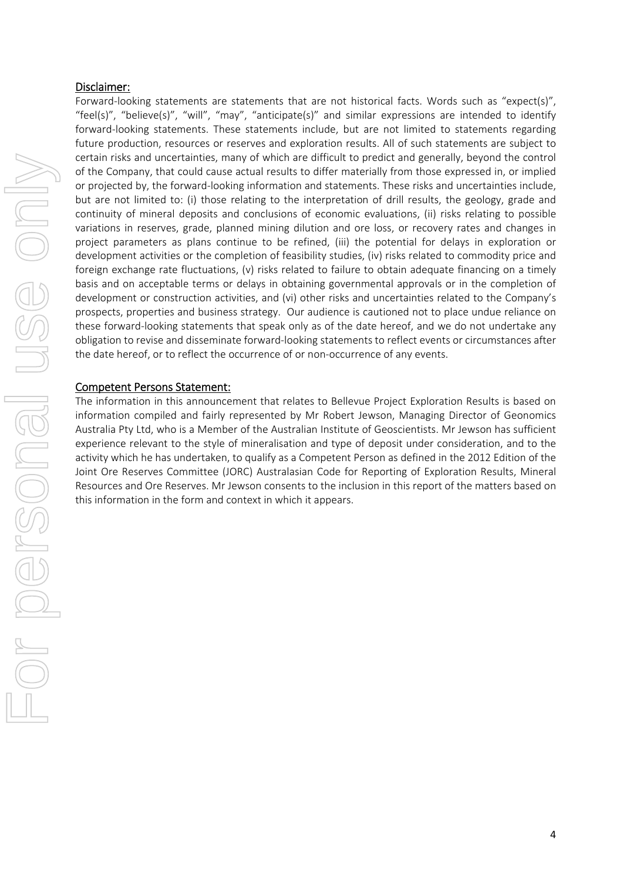## Disclaimer:

Forward-looking statements are statements that are not historical facts. Words such as "expect(s)", "feel(s)", "believe(s)", "will", "may", "anticipate(s)" and similar expressions are intended to identify forward-looking statements. These statements include, but are not limited to statements regarding future production, resources or reserves and exploration results. All of such statements are subject to certain risks and uncertainties, many of which are difficult to predict and generally, beyond the control of the Company, that could cause actual results to differ materially from those expressed in, or implied or projected by, the forward-looking information and statements. These risks and uncertainties include, but are not limited to: (i) those relating to the interpretation of drill results, the geology, grade and continuity of mineral deposits and conclusions of economic evaluations, (ii) risks relating to possible variations in reserves, grade, planned mining dilution and ore loss, or recovery rates and changes in project parameters as plans continue to be refined, (iii) the potential for delays in exploration or development activities or the completion of feasibility studies, (iv) risks related to commodity price and foreign exchange rate fluctuations, (v) risks related to failure to obtain adequate financing on a timely basis and on acceptable terms or delays in obtaining governmental approvals or in the completion of development or construction activities, and (vi) other risks and uncertainties related to the Company's prospects, properties and business strategy. Our audience is cautioned not to place undue reliance on these forward-looking statements that speak only as of the date hereof, and we do not undertake any obligation to revise and disseminate forward-looking statements to reflect events or circumstances after the date hereof, or to reflect the occurrence of or non-occurrence of any events.

## Competent Persons Statement:

The information in this announcement that relates to Bellevue Project Exploration Results is based on information compiled and fairly represented by Mr Robert Jewson, Managing Director of Geonomics Australia Pty Ltd, who is a Member of the Australian Institute of Geoscientists. Mr Jewson has sufficient experience relevant to the style of mineralisation and type of deposit under consideration, and to the activity which he has undertaken, to qualify as a Competent Person as defined in the 2012 Edition of the Joint Ore Reserves Committee (JORC) Australasian Code for Reporting of Exploration Results, Mineral Resources and Ore Reserves. Mr Jewson consents to the inclusion in this report of the matters based on this information in the form and context in which it appears.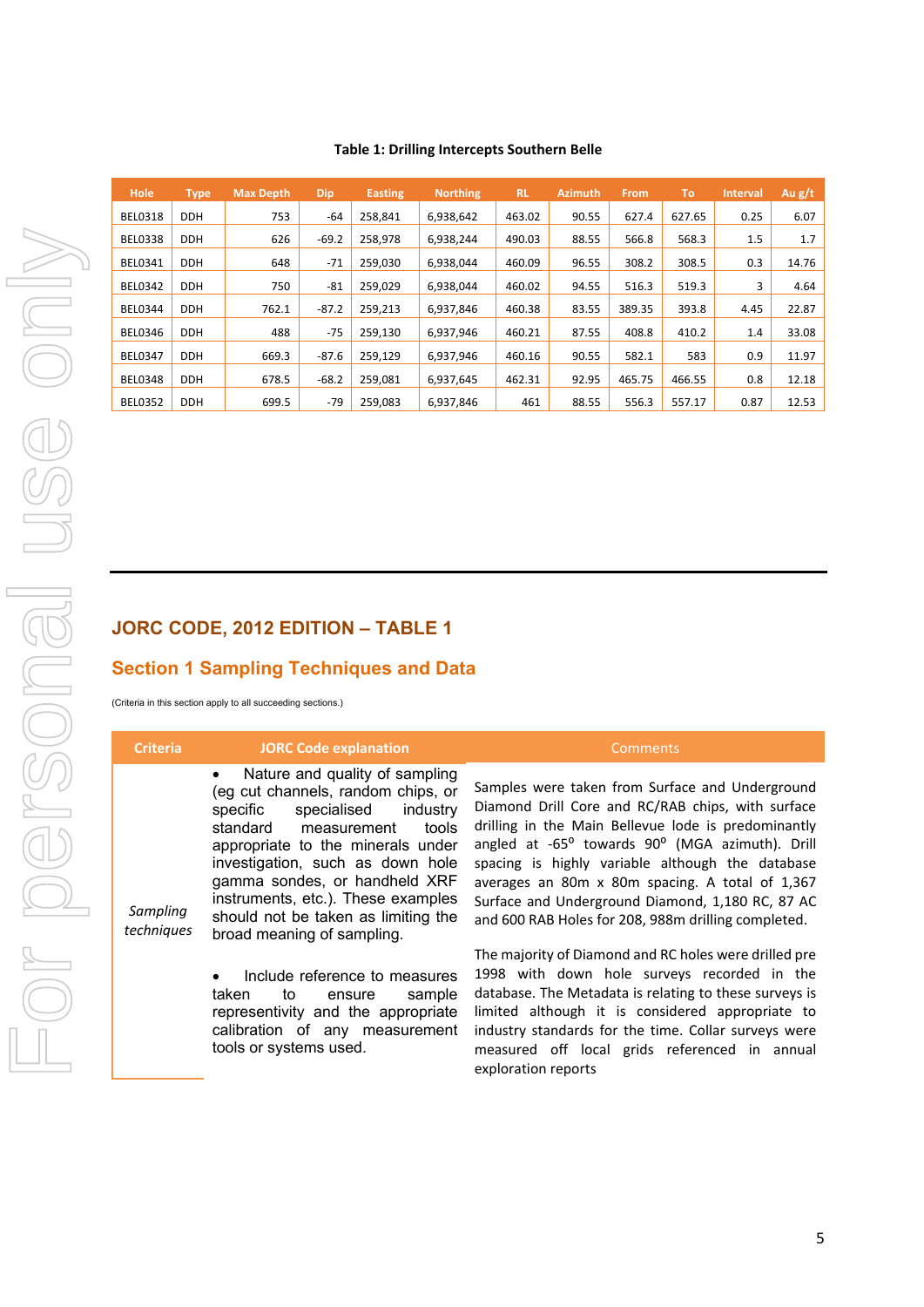**Table 1: Drilling Intercepts Southern Belle**

| Hole | Type | Max Depth | Dip | Easting | Northing | RL | Azimuth | From | To | Interval | Au g/t |
|---|---|---|---|---|---|---|---|---|---|---|---|
| BEL0318 | DDH | 753 | -64 | 258,841 | 6,938,642 | 463.02 | 90.55 | 627.4 | 627.65 | 0.25 | 6.07 |
| BEL0338 | DDH | 626 | -69.2 | 258,978 | 6,938,244 | 490.03 | 88.55 | 566.8 | 568.3 | 1.5 | 1.7 |
| BEL0341 | DDH | 648 | -71 | 259,030 | 6,938,044 | 460.09 | 96.55 | 308.2 | 308.5 | 0.3 | 14.76 |
| BEL0342 | DDH | 750 | -81 | 259,029 | 6,938,044 | 460.02 | 94.55 | 516.3 | 519.3 | 3 | 4.64 |
| BEL0344 | DDH | 762.1 | -87.2 | 259,213 | 6,937,846 | 460.38 | 83.55 | 389.35 | 393.8 | 4.45 | 22.87 |
| BEL0346 | DDH | 488 | -75 | 259,130 | 6,937,946 | 460.21 | 87.55 | 408.8 | 410.2 | 1.4 | 33.08 |
| BEL0347 | DDH | 669.3 | -87.6 | 259,129 | 6,937,946 | 460.16 | 90.55 | 582.1 | 583 | 0.9 | 11.97 |
| BEL0348 | DDH | 678.5 | -68.2 | 259,081 | 6,937,645 | 462.31 | 92.95 | 465.75 | 466.55 | 0.8 | 12.18 |
| BEL0352 | DDH | 699.5 | -79 | 259,083 | 6,937,846 | 461 | 88.55 | 556.3 | 557.17 | 0.87 | 12.53 |

## JORC CODE, 2012 EDITION – TABLE 1

### Section 1 Sampling Techniques and Data

(Criteria in this section apply to all succeeding sections.)

| Criteria | JORC Code explanation | Comments |
|---|---|---|
| *Sampling techniques* | • Nature and quality of sampling (eg cut channels, random chips, or specific specialised industry standard measurement tools appropriate to the minerals under investigation, such as down hole gamma sondes, or handheld XRF instruments, etc.). These examples should not be taken as limiting the broad meaning of sampling.<br><br>• Include reference to measures taken to ensure sample representivity and the appropriate calibration of any measurement tools or systems used. | Samples were taken from Surface and Underground Diamond Drill Core and RC/RAB chips, with surface drilling in the Main Bellevue lode is predominantly angled at -65° towards 90° (MGA azimuth). Drill spacing is highly variable although the database averages an 80m x 80m spacing. A total of 1,367 Surface and Underground Diamond, 1,180 RC, 87 AC and 600 RAB Holes for 208, 988m drilling completed.<br><br>The majority of Diamond and RC holes were drilled pre 1998 with down hole surveys recorded in the database. The Metadata is relating to these surveys is limited although it is considered appropriate to industry standards for the time. Collar surveys were measured off local grids referenced in annual exploration reports |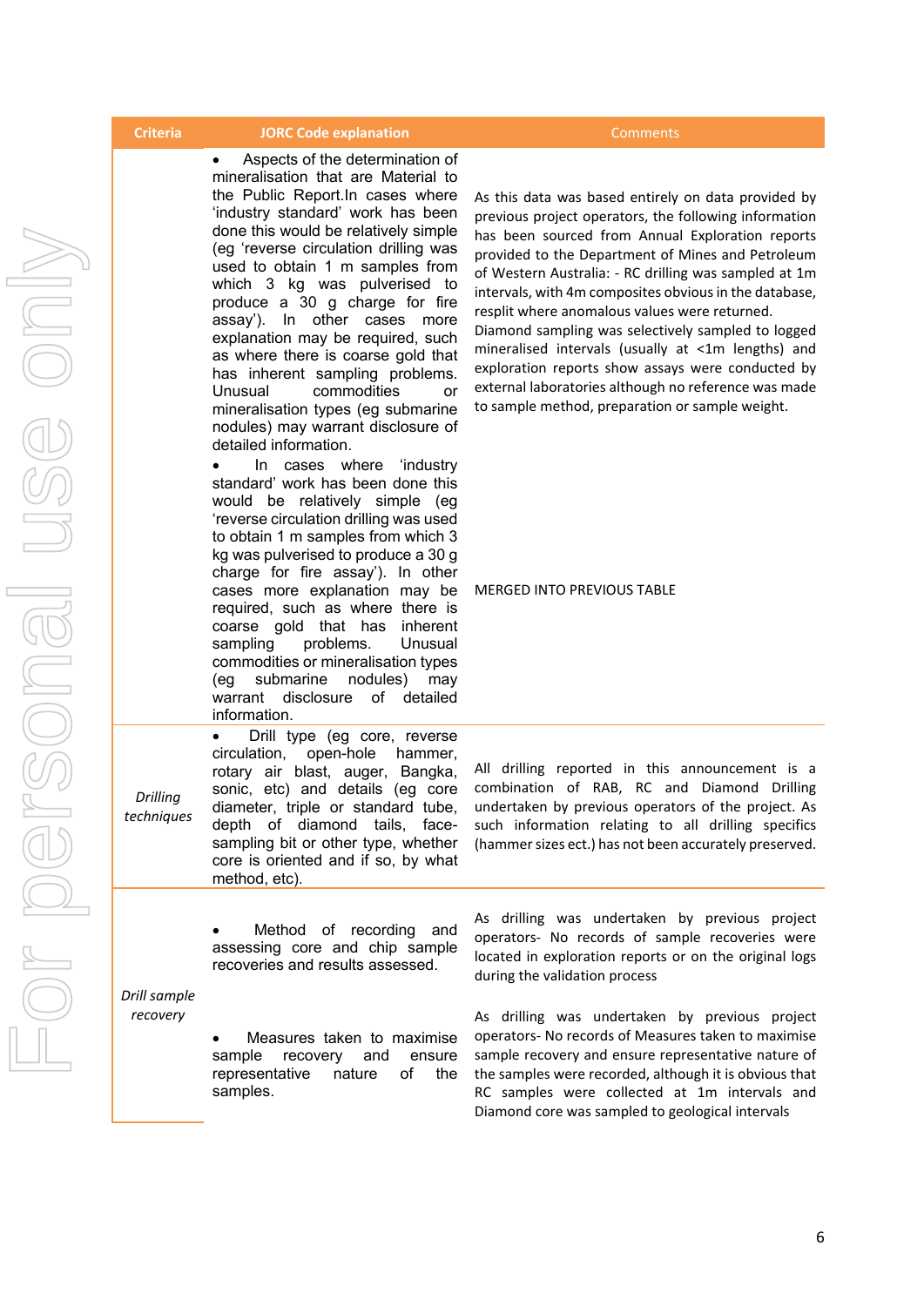| Criteria | JORC Code explanation | Comments |
|---|---|---|
| | • Aspects of the determination of mineralisation that are Material to the Public Report.In cases where 'industry standard' work has been done this would be relatively simple (eg 'reverse circulation drilling was used to obtain 1 m samples from which 3 kg was pulverised to produce a 30 g charge for fire assay'). In other cases more explanation may be required, such as where there is coarse gold that has inherent sampling problems. Unusual commodities or mineralisation types (eg submarine nodules) may warrant disclosure of detailed information. | As this data was based entirely on data provided by previous project operators, the following information has been sourced from Annual Exploration reports provided to the Department of Mines and Petroleum of Western Australia: - RC drilling was sampled at 1m intervals, with 4m composites obvious in the database, resplit where anomalous values were returned. Diamond sampling was selectively sampled to logged mineralised intervals (usually at <1m lengths) and exploration reports show assays were conducted by external laboratories although no reference was made to sample method, preparation or sample weight. |
| | • In cases where 'industry standard' work has been done this would be relatively simple (eg 'reverse circulation drilling was used to obtain 1 m samples from which 3 kg was pulverised to produce a 30 g charge for fire assay'). In other cases more explanation may be required, such as where there is coarse gold that has inherent sampling problems. Unusual commodities or mineralisation types (eg submarine nodules) may warrant disclosure of detailed information. | MERGED INTO PREVIOUS TABLE |
| *Drilling techniques* | • Drill type (eg core, reverse circulation, open-hole hammer, rotary air blast, auger, Bangka, sonic, etc) and details (eg core diameter, triple or standard tube, depth of diamond tails, face-sampling bit or other type, whether core is oriented and if so, by what method, etc). | All drilling reported in this announcement is a combination of RAB, RC and Diamond Drilling undertaken by previous operators of the project. As such information relating to all drilling specifics (hammer sizes ect.) has not been accurately preserved. |
| *Drill sample recovery* | • Method of recording and assessing core and chip sample recoveries and results assessed. | As drilling was undertaken by previous project operators- No records of sample recoveries were located in exploration reports or on the original logs during the validation process |
| | • Measures taken to maximise sample recovery and ensure representative nature of the samples. | As drilling was undertaken by previous project operators- No records of Measures taken to maximise sample recovery and ensure representative nature of the samples were recorded, although it is obvious that RC samples were collected at 1m intervals and Diamond core was sampled to geological intervals |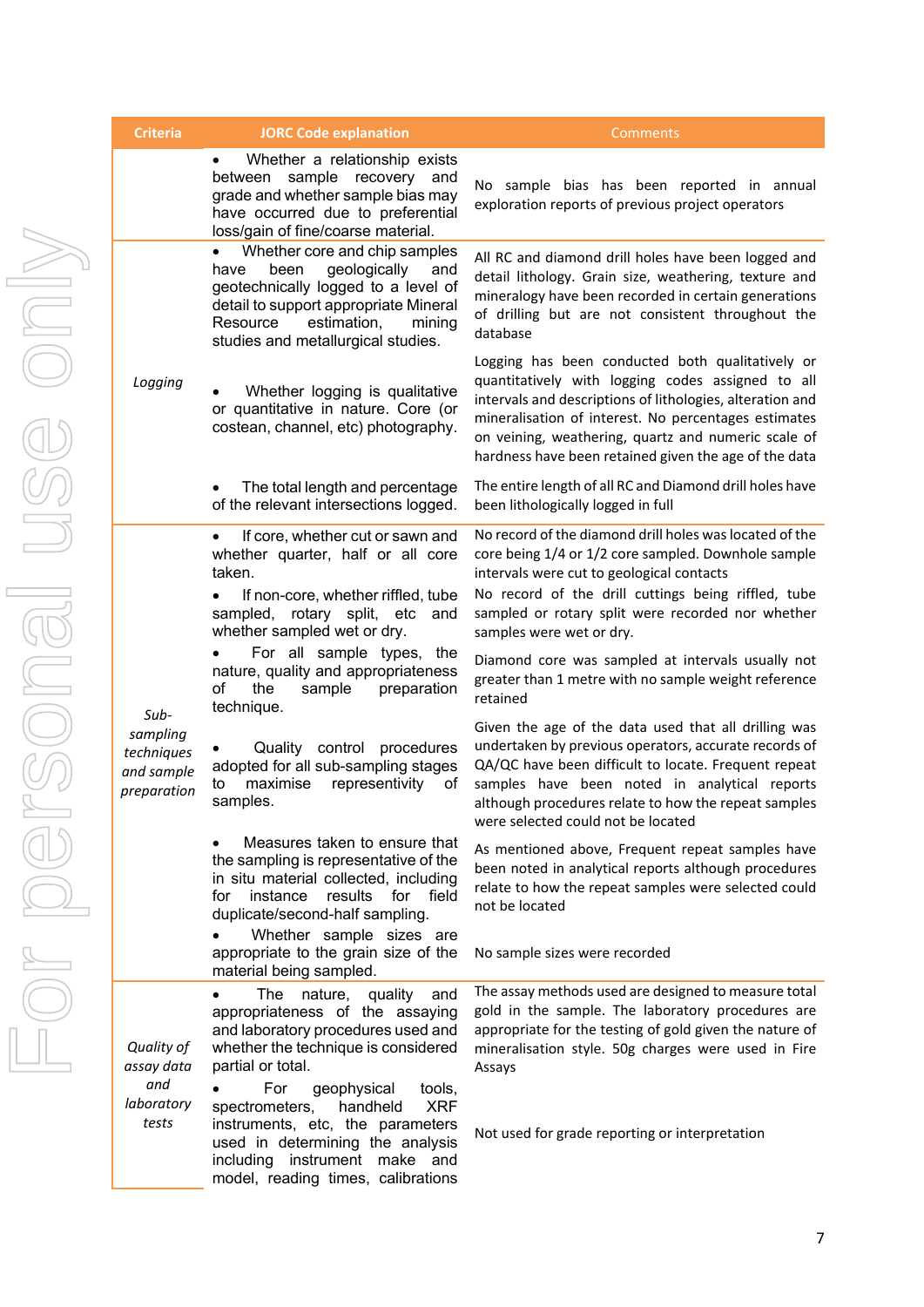| Criteria | JORC Code explanation | Comments |
|---|---|---|
| | • Whether a relationship exists between sample recovery and grade and whether sample bias may have occurred due to preferential loss/gain of fine/coarse material. | No sample bias has been reported in annual exploration reports of previous project operators |
| *Logging* | • Whether core and chip samples have been geologically and geotechnically logged to a level of detail to support appropriate Mineral Resource estimation, mining studies and metallurgical studies. | All RC and diamond drill holes have been logged and detail lithology. Grain size, weathering, texture and mineralogy have been recorded in certain generations of drilling but are not consistent throughout the database |
| | • Whether logging is qualitative or quantitative in nature. Core (or costean, channel, etc) photography. | Logging has been conducted both qualitatively or quantitatively with logging codes assigned to all intervals and descriptions of lithologies, alteration and mineralisation of interest. No percentages estimates on veining, weathering, quartz and numeric scale of hardness have been retained given the age of the data |
| | • The total length and percentage of the relevant intersections logged. | The entire length of all RC and Diamond drill holes have been lithologically logged in full |
| *Sub-sampling techniques and sample preparation* | • If core, whether cut or sawn and whether quarter, half or all core taken. | No record of the diamond drill holes was located of the core being 1/4 or 1/2 core sampled. Downhole sample intervals were cut to geological contacts |
| | • If non-core, whether riffled, tube sampled, rotary split, etc and whether sampled wet or dry. | No record of the drill cuttings being riffled, tube sampled or rotary split were recorded nor whether samples were wet or dry. |
| | • For all sample types, the nature, quality and appropriateness of the sample preparation technique. | Diamond core was sampled at intervals usually not greater than 1 metre with no sample weight reference retained |
| | • Quality control procedures adopted for all sub-sampling stages to maximise representivity of samples. | Given the age of the data used that all drilling was undertaken by previous operators, accurate records of QA/QC have been difficult to locate. Frequent repeat samples have been noted in analytical reports although procedures relate to how the repeat samples were selected could not be located |
| | • Measures taken to ensure that the sampling is representative of the in situ material collected, including for instance results for field duplicate/second-half sampling. | As mentioned above, Frequent repeat samples have been noted in analytical reports although procedures relate to how the repeat samples were selected could not be located |
| | • Whether sample sizes are appropriate to the grain size of the material being sampled. | No sample sizes were recorded |
| *Quality of assay data and laboratory tests* | • The nature, quality and appropriateness of the assaying and laboratory procedures used and whether the technique is considered partial or total. | The assay methods used are designed to measure total gold in the sample. The laboratory procedures are appropriate for the testing of gold given the nature of mineralisation style. 50g charges were used in Fire Assays |
| | • For geophysical tools, spectrometers, handheld XRF instruments, etc, the parameters used in determining the analysis including instrument make and model, reading times, calibrations | Not used for grade reporting or interpretation |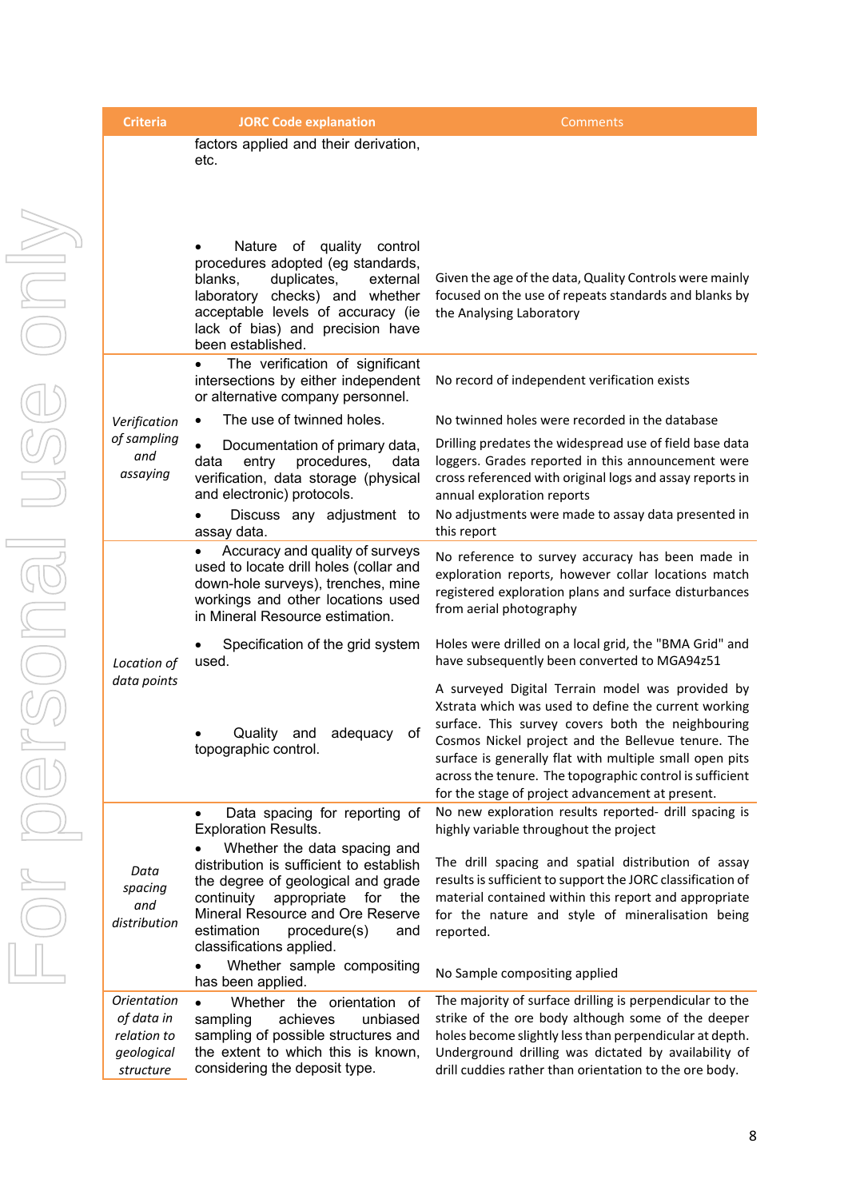| Criteria | JORC Code explanation | Comments |
|---|---|---|
| | factors applied and their derivation, etc. | |
| | • Nature of quality control procedures adopted (eg standards, blanks, duplicates, external laboratory checks) and whether acceptable levels of accuracy (ie lack of bias) and precision have been established. | Given the age of the data, Quality Controls were mainly focused on the use of repeats standards and blanks by the Analysing Laboratory |
| *Verification of sampling and assaying* | • The verification of significant intersections by either independent or alternative company personnel. | No record of independent verification exists |
| | • The use of twinned holes. | No twinned holes were recorded in the database |
| | • Documentation of primary data, data entry procedures, data verification, data storage (physical and electronic) protocols. | Drilling predates the widespread use of field base data loggers. Grades reported in this announcement were cross referenced with original logs and assay reports in annual exploration reports |
| | • Discuss any adjustment to assay data. | No adjustments were made to assay data presented in this report |
| *Location of data points* | • Accuracy and quality of surveys used to locate drill holes (collar and down-hole surveys), trenches, mine workings and other locations used in Mineral Resource estimation. | No reference to survey accuracy has been made in exploration reports, however collar locations match registered exploration plans and surface disturbances from aerial photography |
| | • Specification of the grid system used. | Holes were drilled on a local grid, the "BMA Grid" and have subsequently been converted to MGA94z51 |
| | • Quality and adequacy of topographic control. | A surveyed Digital Terrain model was provided by Xstrata which was used to define the current working surface. This survey covers both the neighbouring Cosmos Nickel project and the Bellevue tenure. The surface is generally flat with multiple small open pits across the tenure. The topographic control is sufficient for the stage of project advancement at present. |
| *Data spacing and distribution* | • Data spacing for reporting of Exploration Results. | No new exploration results reported- drill spacing is highly variable throughout the project |
| | • Whether the data spacing and distribution is sufficient to establish the degree of geological and grade continuity appropriate for the Mineral Resource and Ore Reserve estimation procedure(s) and classifications applied. | The drill spacing and spatial distribution of assay results is sufficient to support the JORC classification of material contained within this report and appropriate for the nature and style of mineralisation being reported. |
| | • Whether sample compositing has been applied. | No Sample compositing applied |
| *Orientation of data in relation to geological structure* | • Whether the orientation of sampling achieves unbiased sampling of possible structures and the extent to which this is known, considering the deposit type. | The majority of surface drilling is perpendicular to the strike of the ore body although some of the deeper holes become slightly less than perpendicular at depth. Underground drilling was dictated by availability of drill cuddies rather than orientation to the ore body. |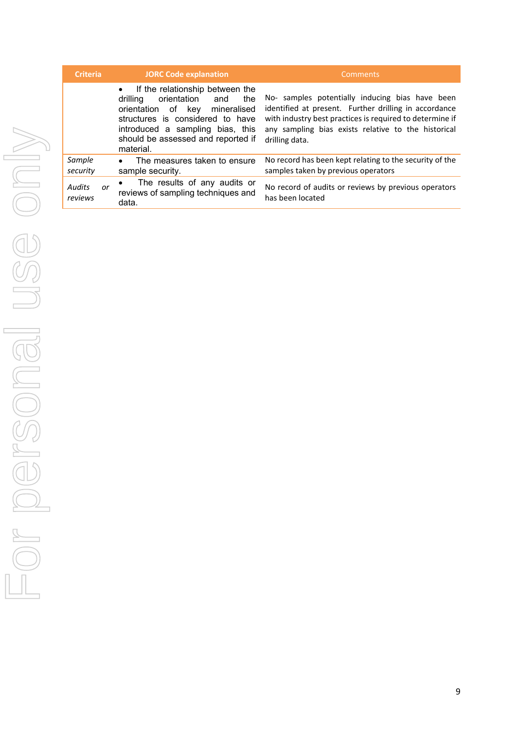| Criteria | JORC Code explanation | Comments |
|---|---|---|
| | • If the relationship between the drilling orientation and the orientation of key mineralised structures is considered to have introduced a sampling bias, this should be assessed and reported if material. | No- samples potentially inducing bias have been identified at present. Further drilling in accordance with industry best practices is required to determine if any sampling bias exists relative to the historical drilling data. |
| *Sample security* | • The measures taken to ensure sample security. | No record has been kept relating to the security of the samples taken by previous operators |
| *Audits or reviews* | • The results of any audits or reviews of sampling techniques and data. | No record of audits or reviews by previous operators has been located |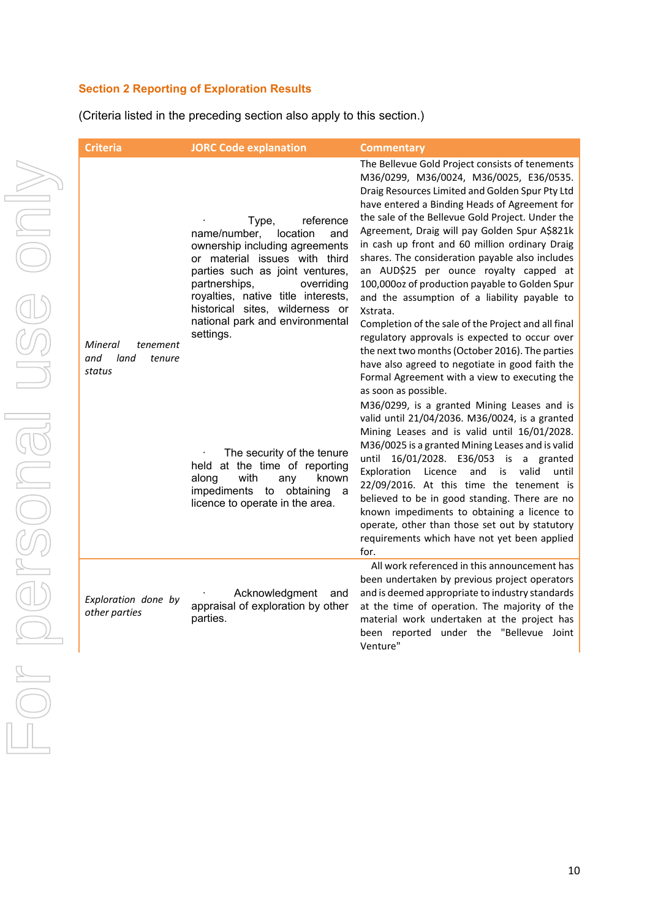## Section 2 Reporting of Exploration Results

(Criteria listed in the preceding section also apply to this section.)

| Criteria | JORC Code explanation | Commentary |
|---|---|---|
| *Mineral tenement and land tenure status* | · Type, reference name/number, location and ownership including agreements or material issues with third parties such as joint ventures, partnerships, overriding royalties, native title interests, historical sites, wilderness or national park and environmental settings. | The Bellevue Gold Project consists of tenements M36/0299, M36/0024, M36/0025, E36/0535. Draig Resources Limited and Golden Spur Pty Ltd have entered a Binding Heads of Agreement for the sale of the Bellevue Gold Project. Under the Agreement, Draig will pay Golden Spur A$821k in cash up front and 60 million ordinary Draig shares. The consideration payable also includes an AUD$25 per ounce royalty capped at 100,000oz of production payable to Golden Spur and the assumption of a liability payable to Xstrata.<br>Completion of the sale of the Project and all final regulatory approvals is expected to occur over the next two months (October 2016). The parties have also agreed to negotiate in good faith the Formal Agreement with a view to executing the as soon as possible. |
| | · The security of the tenure held at the time of reporting along with any known impediments to obtaining a licence to operate in the area. | M36/0299, is a granted Mining Leases and is valid until 21/04/2036. M36/0024, is a granted Mining Leases and is valid until 16/01/2028. M36/0025 is a granted Mining Leases and is valid until 16/01/2028. E36/053 is a granted Exploration Licence and is valid until 22/09/2016. At this time the tenement is believed to be in good standing. There are no known impediments to obtaining a licence to operate, other than those set out by statutory requirements which have not yet been applied for. |
| *Exploration done by other parties* | · Acknowledgment and appraisal of exploration by other parties. | All work referenced in this announcement has been undertaken by previous project operators and is deemed appropriate to industry standards at the time of operation. The majority of the material work undertaken at the project has been reported under the "Bellevue Joint Venture" |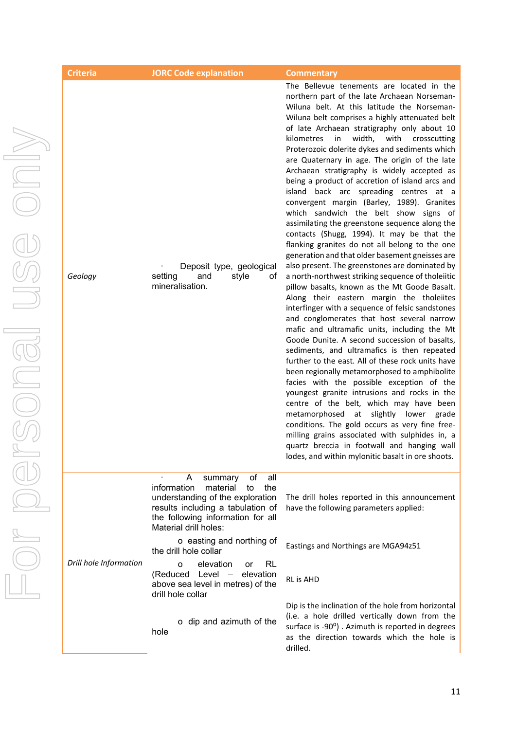| Criteria | JORC Code explanation | Commentary |
|---|---|---|
| *Geology* | · Deposit type, geological setting and style of mineralisation. | The Bellevue tenements are located in the northern part of the late Archaean Norseman-Wiluna belt. At this latitude the Norseman-Wiluna belt comprises a highly attenuated belt of late Archaean stratigraphy only about 10 kilometres in width, with crosscutting Proterozoic dolerite dykes and sediments which are Quaternary in age. The origin of the late Archaean stratigraphy is widely accepted as being a product of accretion of island arcs and island back arc spreading centres at a convergent margin (Barley, 1989). Granites which sandwich the belt show signs of assimilating the greenstone sequence along the contacts (Shugg, 1994). It may be that the flanking granites do not all belong to the one generation and that older basement gneisses are also present. The greenstones are dominated by a north-northwest striking sequence of tholeiitic pillow basalts, known as the Mt Goode Basalt. Along their eastern margin the tholeiites interfinger with a sequence of felsic sandstones and conglomerates that host several narrow mafic and ultramafic units, including the Mt Goode Dunite. A second succession of basalts, sediments, and ultramafics is then repeated further to the east. All of these rock units have been regionally metamorphosed to amphibolite facies with the possible exception of the youngest granite intrusions and rocks in the centre of the belt, which may have been metamorphosed at slightly lower grade conditions. The gold occurs as very fine free-milling grains associated with sulphides in, a quartz breccia in footwall and hanging wall lodes, and within mylonitic basalt in ore shoots. |
| *Drill hole Information* | · A summary of all information material to the understanding of the exploration results including a tabulation of the following information for all Material drill holes: | The drill holes reported in this announcement have the following parameters applied: |
| | o easting and northing of the drill hole collar | Eastings and Northings are MGA94z51 |
| | o elevation or RL (Reduced Level – elevation above sea level in metres) of the drill hole collar | RL is AHD |
| | o dip and azimuth of the hole | Dip is the inclination of the hole from horizontal (i.e. a hole drilled vertically down from the surface is -90°) . Azimuth is reported in degrees as the direction towards which the hole is drilled. |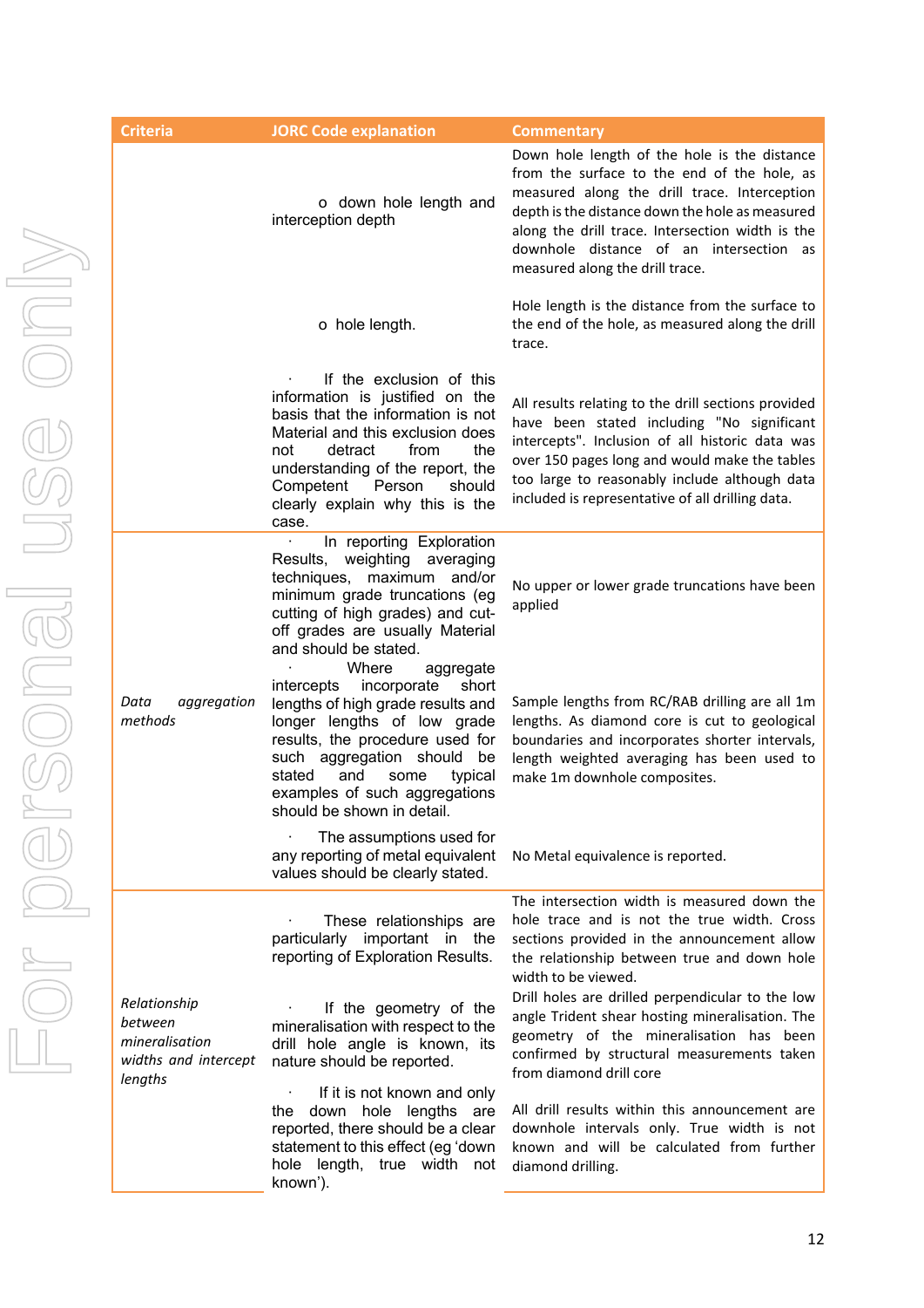| Criteria | JORC Code explanation | Commentary |
| --- | --- | --- |
| | o down hole length and interception depth | Down hole length of the hole is the distance from the surface to the end of the hole, as measured along the drill trace. Interception depth is the distance down the hole as measured along the drill trace. Intersection width is the downhole distance of an intersection as measured along the drill trace. |
| | o hole length. | Hole length is the distance from the surface to the end of the hole, as measured along the drill trace. |
| | · If the exclusion of this information is justified on the basis that the information is not Material and this exclusion does not detract from the understanding of the report, the Competent Person should clearly explain why this is the case. | All results relating to the drill sections provided have been stated including "No significant intercepts". Inclusion of all historic data was over 150 pages long and would make the tables too large to reasonably include although data included is representative of all drilling data. |
| *Data aggregation methods* | · In reporting Exploration Results, weighting averaging techniques, maximum and/or minimum grade truncations (eg cutting of high grades) and cut-off grades are usually Material and should be stated. | No upper or lower grade truncations have been applied |
| | · Where aggregate intercepts incorporate short lengths of high grade results and longer lengths of low grade results, the procedure used for such aggregation should be stated and some typical examples of such aggregations should be shown in detail. | Sample lengths from RC/RAB drilling are all 1m lengths. As diamond core is cut to geological boundaries and incorporates shorter intervals, length weighted averaging has been used to make 1m downhole composites. |
| | · The assumptions used for any reporting of metal equivalent values should be clearly stated. | No Metal equivalence is reported. |
| *Relationship between mineralisation widths and intercept lengths* | · These relationships are particularly important in the reporting of Exploration Results. | The intersection width is measured down the hole trace and is not the true width. Cross sections provided in the announcement allow the relationship between true and down hole width to be viewed. |
| | · If the geometry of the mineralisation with respect to the drill hole angle is known, its nature should be reported. | Drill holes are drilled perpendicular to the low angle Trident shear hosting mineralisation. The geometry of the mineralisation has been confirmed by structural measurements taken from diamond drill core |
| | · If it is not known and only the down hole lengths are reported, there should be a clear statement to this effect (eg 'down hole length, true width not known'). | All drill results within this announcement are downhole intervals only. True width is not known and will be calculated from further diamond drilling. |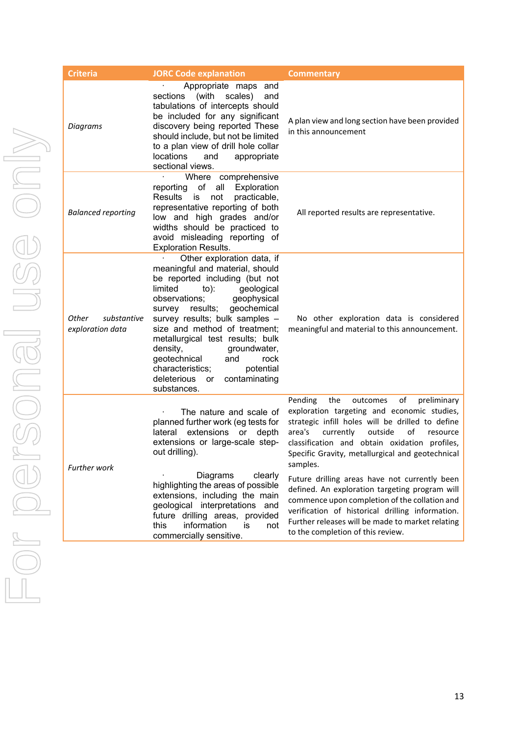| Criteria | JORC Code explanation | Commentary |
|---|---|---|
| *Diagrams* | · Appropriate maps and sections (with scales) and tabulations of intercepts should be included for any significant discovery being reported These should include, but not be limited to a plan view of drill hole collar locations and appropriate sectional views. | A plan view and long section have been provided in this announcement |
| *Balanced reporting* | · Where comprehensive reporting of all Exploration Results is not practicable, representative reporting of both low and high grades and/or widths should be practiced to avoid misleading reporting of Exploration Results. | All reported results are representative. |
| *Other substantive exploration data* | · Other exploration data, if meaningful and material, should be reported including (but not limited to): geological observations; geophysical survey results; geochemical survey results; bulk samples – size and method of treatment; metallurgical test results; bulk density, groundwater, geotechnical and rock characteristics; potential deleterious or contaminating substances. | No other exploration data is considered meaningful and material to this announcement. |
| *Further work* | · The nature and scale of planned further work (eg tests for lateral extensions or depth extensions or large-scale step-out drilling).<br><br>· Diagrams clearly highlighting the areas of possible extensions, including the main geological interpretations and future drilling areas, provided this information is not commercially sensitive. | Pending the outcomes of preliminary exploration targeting and economic studies, strategic infill holes will be drilled to define area's currently outside of resource classification and obtain oxidation profiles, Specific Gravity, metallurgical and geotechnical samples.<br><br>Future drilling areas have not currently been defined. An exploration targeting program will commence upon completion of the collation and verification of historical drilling information. Further releases will be made to market relating to the completion of this review. |